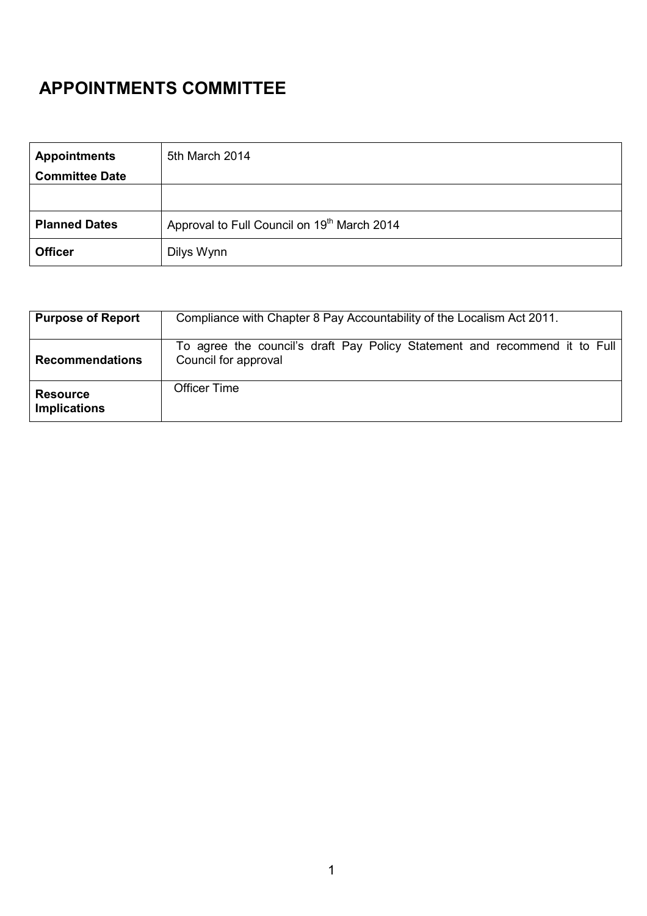# APPOINTMENTS COMMITTEE

| **Appointments Committee Date** | 5th March 2014 |
| --- | --- |
| | |
| **Planned Dates** | Approval to Full Council on 19th March 2014 |
| **Officer** | Dilys Wynn |

| **Purpose of Report** | Compliance with Chapter 8 Pay Accountability of the Localism Act 2011. |
| --- | --- |
| **Recommendations** | To agree the council's draft Pay Policy Statement and recommend it to Full Council for approval |
| **Resource Implications** | Officer Time |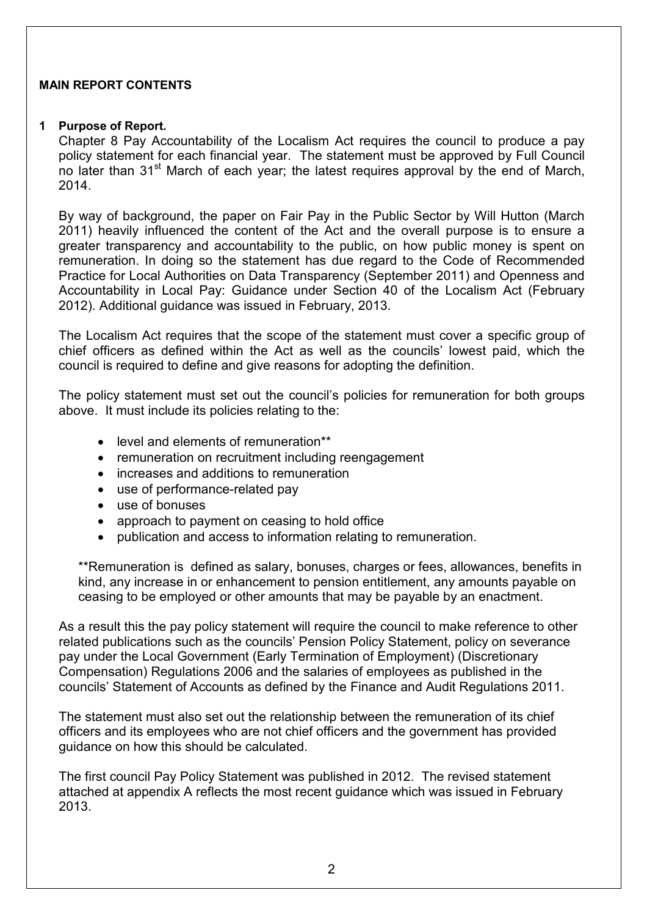**MAIN REPORT CONTENTS**

**1 Purpose of Report.**

Chapter 8 Pay Accountability of the Localism Act requires the council to produce a pay policy statement for each financial year. The statement must be approved by Full Council no later than 31st March of each year; the latest requires approval by the end of March, 2014.

By way of background, the paper on Fair Pay in the Public Sector by Will Hutton (March 2011) heavily influenced the content of the Act and the overall purpose is to ensure a greater transparency and accountability to the public, on how public money is spent on remuneration. In doing so the statement has due regard to the Code of Recommended Practice for Local Authorities on Data Transparency (September 2011) and Openness and Accountability in Local Pay: Guidance under Section 40 of the Localism Act (February 2012). Additional guidance was issued in February, 2013.

The Localism Act requires that the scope of the statement must cover a specific group of chief officers as defined within the Act as well as the councils' lowest paid, which the council is required to define and give reasons for adopting the definition.

The policy statement must set out the council's policies for remuneration for both groups above. It must include its policies relating to the:

- level and elements of remuneration**
- remuneration on recruitment including reengagement
- increases and additions to remuneration
- use of performance-related pay
- use of bonuses
- approach to payment on ceasing to hold office
- publication and access to information relating to remuneration.

**Remuneration is defined as salary, bonuses, charges or fees, allowances, benefits in kind, any increase in or enhancement to pension entitlement, any amounts payable on ceasing to be employed or other amounts that may be payable by an enactment.

As a result this the pay policy statement will require the council to make reference to other related publications such as the councils' Pension Policy Statement, policy on severance pay under the Local Government (Early Termination of Employment) (Discretionary Compensation) Regulations 2006 and the salaries of employees as published in the councils' Statement of Accounts as defined by the Finance and Audit Regulations 2011.

The statement must also set out the relationship between the remuneration of its chief officers and its employees who are not chief officers and the government has provided guidance on how this should be calculated.

The first council Pay Policy Statement was published in 2012. The revised statement attached at appendix A reflects the most recent guidance which was issued in February 2013.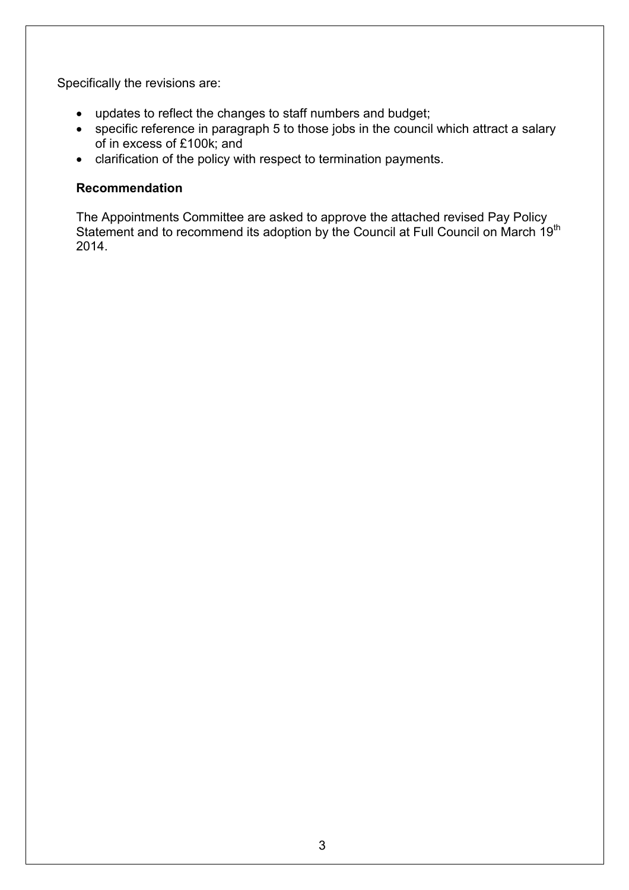Specifically the revisions are:

- updates to reflect the changes to staff numbers and budget;
- specific reference in paragraph 5 to those jobs in the council which attract a salary of in excess of £100k; and
- clarification of the policy with respect to termination payments.

**Recommendation**

The Appointments Committee are asked to approve the attached revised Pay Policy Statement and to recommend its adoption by the Council at Full Council on March 19th 2014.